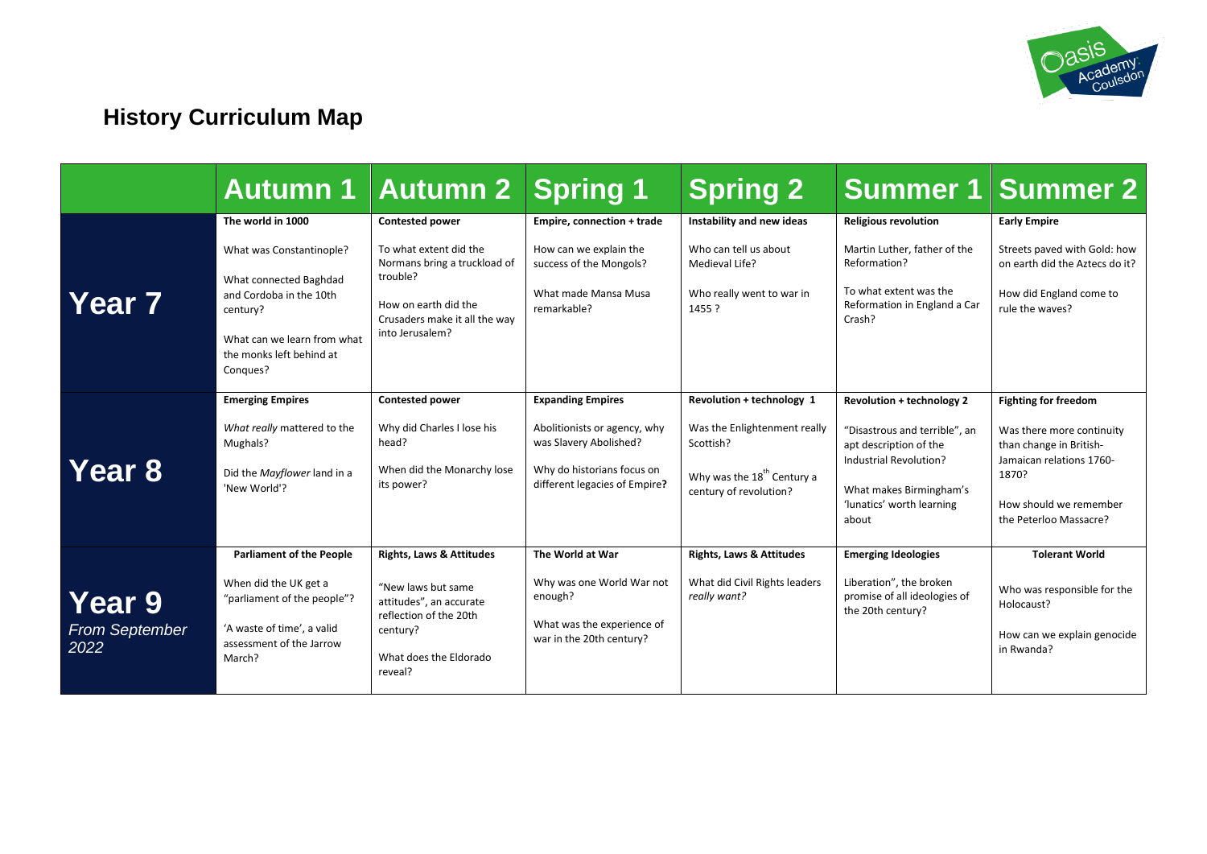# History Curriculum Map

| | Autumn 1 | Autumn 2 | Spring 1 | Spring 2 | Summer 1 | Summer 2 |
|---|---|---|---|---|---|---|
| **Year 7** | **The world in 1000**<br><br>What was Constantinople?<br><br>What connected Baghdad and Cordoba in the 10th century?<br><br>What can we learn from what the monks left behind at Conques? | **Contested power**<br><br>To what extent did the Normans bring a truckload of trouble?<br><br>How on earth did the Crusaders make it all the way into Jerusalem? | **Empire, connection + trade**<br><br>How can we explain the success of the Mongols?<br><br>What made Mansa Musa remarkable? | **Instability and new ideas**<br><br>Who can tell us about Medieval Life?<br><br>Who really went to war in 1455 ? | **Religious revolution**<br><br>Martin Luther, father of the Reformation?<br><br>To what extent was the Reformation in England a Car Crash? | **Early Empire**<br><br>Streets paved with Gold: how on earth did the Aztecs do it?<br><br>How did England come to rule the waves? |
| **Year 8** | **Emerging Empires**<br><br>*What really* mattered to the Mughals?<br><br>Did the *Mayflower* land in a 'New World'? | **Contested power**<br><br>Why did Charles I lose his head?<br><br>When did the Monarchy lose its power? | **Expanding Empires**<br><br>Abolitionists or agency, why was Slavery Abolished?<br><br>Why do historians focus on different legacies of Empire**?** | **Revolution + technology 1**<br><br>Was the Enlightenment really Scottish?<br><br>Why was the 18th Century a century of revolution? | **Revolution + technology 2**<br><br>"Disastrous and terrible", an apt description of the Industrial Revolution?<br><br>What makes Birmingham's 'lunatics' worth learning about | **Fighting for freedom**<br><br>Was there more continuity than change in British-Jamaican relations 1760-1870?<br><br>How should we remember the Peterloo Massacre? |
| **Year 9**<br>*From September 2022* | **Parliament of the People**<br><br>When did the UK get a "parliament of the people"?<br><br>'A waste of time', a valid assessment of the Jarrow March? | **Rights, Laws & Attitudes**<br><br>"New laws but same attitudes", an accurate reflection of the 20th century?<br><br>What does the Eldorado reveal? | **The World at War**<br><br>Why was one World War not enough?<br><br>What was the experience of war in the 20th century? | **Rights, Laws & Attitudes**<br><br>What did Civil Rights leaders *really want?* | **Emerging Ideologies**<br><br>Liberation", the broken promise of all ideologies of the 20th century? | **Tolerant World**<br><br>Who was responsible for the Holocaust?<br><br>How can we explain genocide in Rwanda? |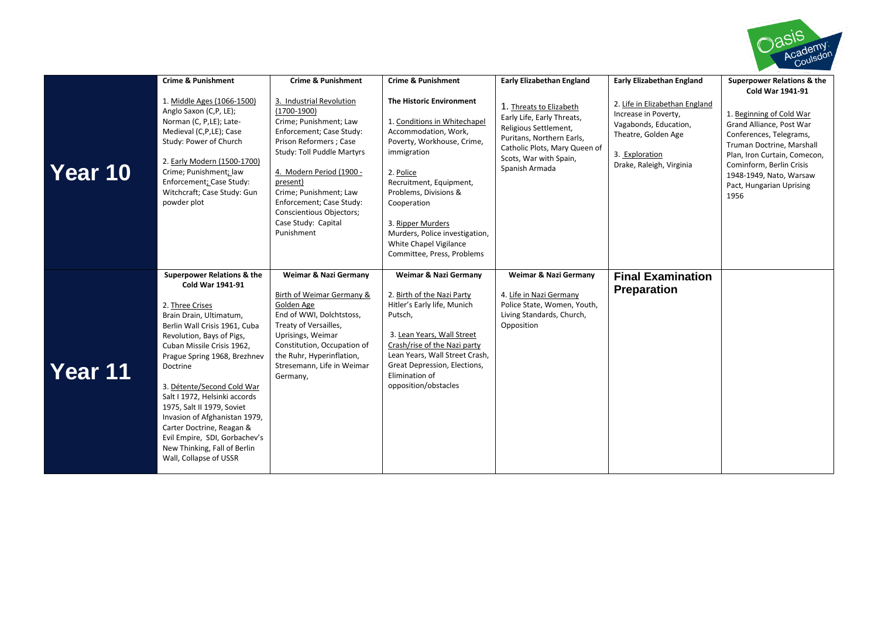| | | | | | | |
|---|---|---|---|---|---|---|
| **Year 10** | **Crime & Punishment**<br><br>1. Middle Ages (1066-1500)<br>Anglo Saxon (C,P, LE); Norman (C, P,LE); Late-Medieval (C,P,LE); Case Study: Power of Church<br><br>2. Early Modern (1500-1700)<br>Crime; Punishment; law Enforcement; Case Study: Witchcraft; Case Study: Gun powder plot | **Crime & Punishment**<br><br>3. Industrial Revolution (1700-1900)<br>Crime; Punishment; Law Enforcement; Case Study: Prison Reformers ; Case Study: Toll Puddle Martyrs<br><br>4. Modern Period (1900 - present)<br>Crime; Punishment; Law Enforcement; Case Study: Conscientious Objectors; Case Study: Capital Punishment | **Crime & Punishment**<br><br>**The Historic Environment**<br><br>1. Conditions in Whitechapel<br>Accommodation, Work, Poverty, Workhouse, Crime, immigration<br><br>2. Police<br>Recruitment, Equipment, Problems, Divisions & Cooperation<br><br>3. Ripper Murders<br>Murders, Police investigation, White Chapel Vigilance Committee, Press, Problems | **Early Elizabethan England**<br><br>1. Threats to Elizabeth<br>Early Life, Early Threats, Religious Settlement, Puritans, Northern Earls, Catholic Plots, Mary Queen of Scots, War with Spain, Spanish Armada | **Early Elizabethan England**<br><br>2. Life in Elizabethan England<br>Increase in Poverty, Vagabonds, Education, Theatre, Golden Age<br><br>3. Exploration<br>Drake, Raleigh, Virginia | **Superpower Relations & the Cold War 1941-91**<br><br>1. Beginning of Cold War<br>Grand Alliance, Post War Conferences, Telegrams, Truman Doctrine, Marshall Plan, Iron Curtain, Comecon, Cominform, Berlin Crisis 1948-1949, Nato, Warsaw Pact, Hungarian Uprising 1956 |
| **Year 11** | **Superpower Relations & the Cold War 1941-91**<br><br>2. Three Crises<br>Brain Drain, Ultimatum, Berlin Wall Crisis 1961, Cuba Revolution, Bays of Pigs, Cuban Missile Crisis 1962, Prague Spring 1968, Brezhnev Doctrine<br><br>3. Détente/Second Cold War<br>Salt I 1972, Helsinki accords 1975, Salt II 1979, Soviet Invasion of Afghanistan 1979, Carter Doctrine, Reagan & Evil Empire, SDI, Gorbachev's New Thinking, Fall of Berlin Wall, Collapse of USSR | **Weimar & Nazi Germany**<br><br>Birth of Weimar Germany & Golden Age<br>End of WWI, Dolchtstoss, Treaty of Versailles, Uprisings, Weimar Constitution, Occupation of the Ruhr, Hyperinflation, Stresemann, Life in Weimar Germany, | **Weimar & Nazi Germany**<br><br>2. Birth of the Nazi Party<br>Hitler's Early life, Munich Putsch,<br><br>3. Lean Years, Wall Street Crash/rise of the Nazi party<br>Lean Years, Wall Street Crash, Great Depression, Elections, Elimination of opposition/obstacles | **Weimar & Nazi Germany**<br><br>4. Life in Nazi Germany<br>Police State, Women, Youth, Living Standards, Church, Opposition | **Final Examination Preparation** | |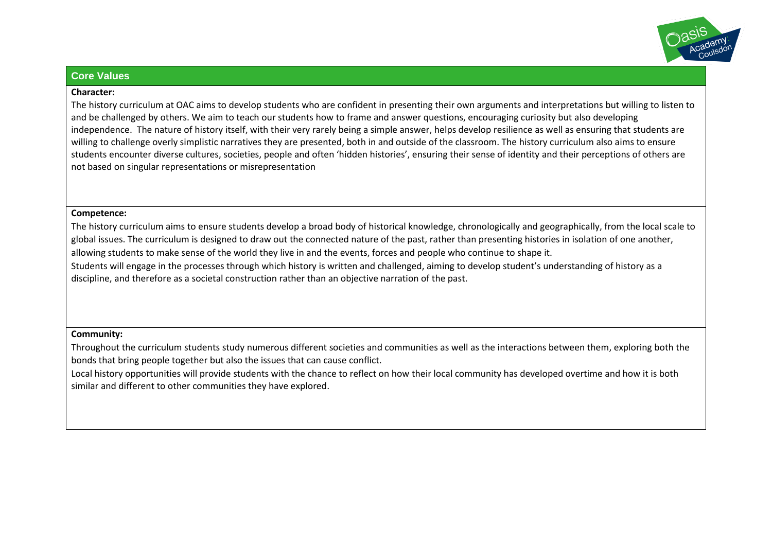## Core Values

**Character:**

The history curriculum at OAC aims to develop students who are confident in presenting their own arguments and interpretations but willing to listen to and be challenged by others. We aim to teach our students how to frame and answer questions, encouraging curiosity but also developing independence. The nature of history itself, with their very rarely being a simple answer, helps develop resilience as well as ensuring that students are willing to challenge overly simplistic narratives they are presented, both in and outside of the classroom. The history curriculum also aims to ensure students encounter diverse cultures, societies, people and often 'hidden histories', ensuring their sense of identity and their perceptions of others are not based on singular representations or misrepresentation

**Competence:**

The history curriculum aims to ensure students develop a broad body of historical knowledge, chronologically and geographically, from the local scale to global issues. The curriculum is designed to draw out the connected nature of the past, rather than presenting histories in isolation of one another, allowing students to make sense of the world they live in and the events, forces and people who continue to shape it.

Students will engage in the processes through which history is written and challenged, aiming to develop student's understanding of history as a discipline, and therefore as a societal construction rather than an objective narration of the past.

**Community:**

Throughout the curriculum students study numerous different societies and communities as well as the interactions between them, exploring both the bonds that bring people together but also the issues that can cause conflict.

Local history opportunities will provide students with the chance to reflect on how their local community has developed overtime and how it is both similar and different to other communities they have explored.